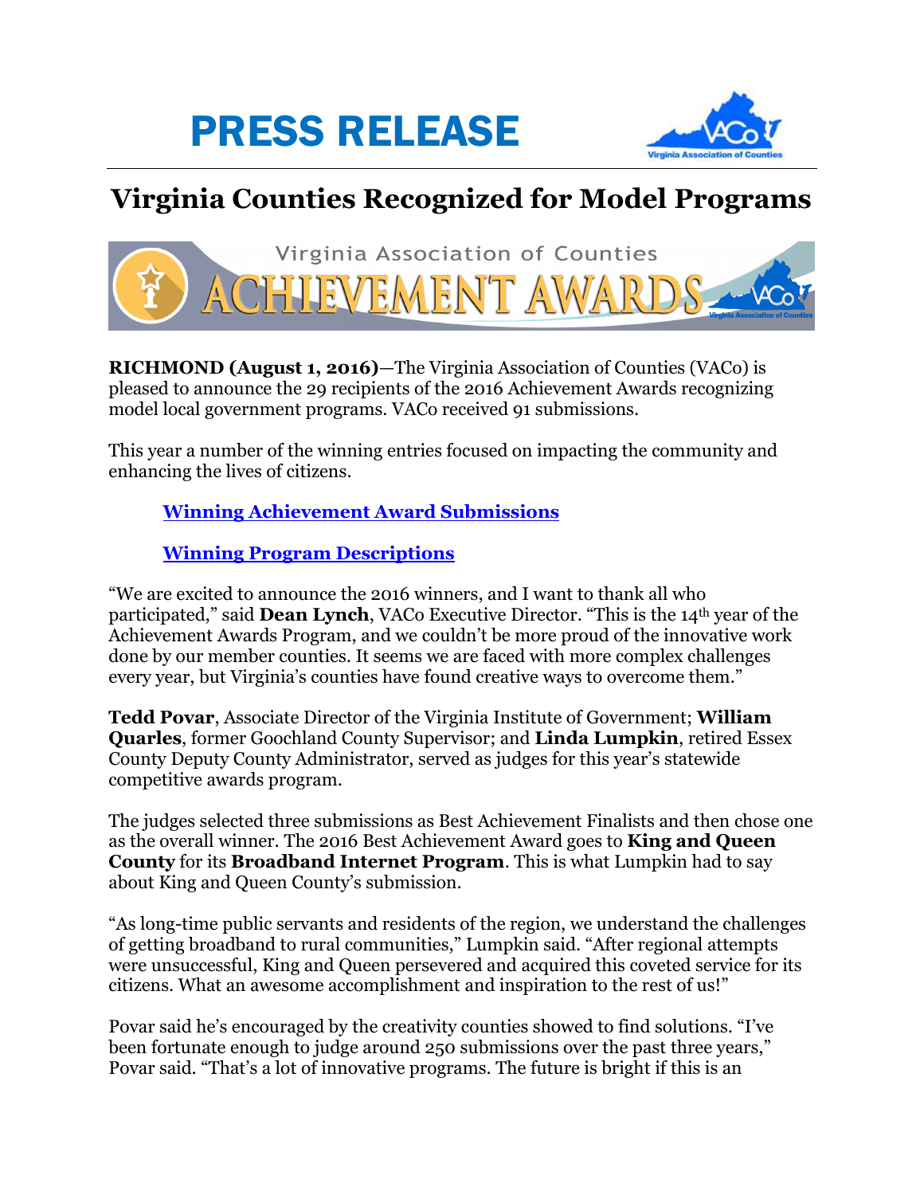# PRESS RELEASE

## Virginia Counties Recognized for Model Programs

**RICHMOND (August 1, 2016)**—The Virginia Association of Counties (VACo) is pleased to announce the 29 recipients of the 2016 Achievement Awards recognizing model local government programs. VACo received 91 submissions.

This year a number of the winning entries focused on impacting the community and enhancing the lives of citizens.

> **Winning Achievement Award Submissions**
>
> **Winning Program Descriptions**

"We are excited to announce the 2016 winners, and I want to thank all who participated," said **Dean Lynch**, VACo Executive Director. "This is the 14th year of the Achievement Awards Program, and we couldn't be more proud of the innovative work done by our member counties. It seems we are faced with more complex challenges every year, but Virginia's counties have found creative ways to overcome them."

**Tedd Povar**, Associate Director of the Virginia Institute of Government; **William Quarles**, former Goochland County Supervisor; and **Linda Lumpkin**, retired Essex County Deputy County Administrator, served as judges for this year's statewide competitive awards program.

The judges selected three submissions as Best Achievement Finalists and then chose one as the overall winner. The 2016 Best Achievement Award goes to **King and Queen County** for its **Broadband Internet Program**. This is what Lumpkin had to say about King and Queen County's submission.

"As long-time public servants and residents of the region, we understand the challenges of getting broadband to rural communities," Lumpkin said. "After regional attempts were unsuccessful, King and Queen persevered and acquired this coveted service for its citizens. What an awesome accomplishment and inspiration to the rest of us!"

Povar said he's encouraged by the creativity counties showed to find solutions. "I've been fortunate enough to judge around 250 submissions over the past three years," Povar said. "That's a lot of innovative programs. The future is bright if this is an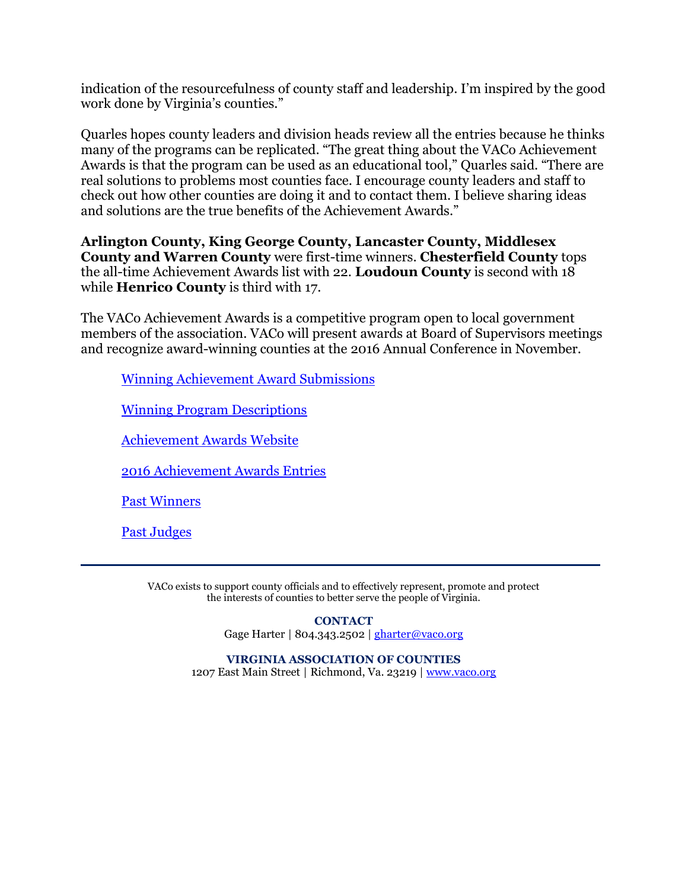indication of the resourcefulness of county staff and leadership. I'm inspired by the good work done by Virginia's counties."

Quarles hopes county leaders and division heads review all the entries because he thinks many of the programs can be replicated. "The great thing about the VACo Achievement Awards is that the program can be used as an educational tool," Quarles said. "There are real solutions to problems most counties face. I encourage county leaders and staff to check out how other counties are doing it and to contact them. I believe sharing ideas and solutions are the true benefits of the Achievement Awards."

**Arlington County, King George County, Lancaster County, Middlesex County and Warren County** were first-time winners. **Chesterfield County** tops the all-time Achievement Awards list with 22. **Loudoun County** is second with 18 while **Henrico County** is third with 17.

The VACo Achievement Awards is a competitive program open to local government members of the association. VACo will present awards at Board of Supervisors meetings and recognize award-winning counties at the 2016 Annual Conference in November.

Winning Achievement Award Submissions

Winning Program Descriptions

Achievement Awards Website

2016 Achievement Awards Entries

Past Winners

Past Judges

---

VACo exists to support county officials and to effectively represent, promote and protect the interests of counties to better serve the people of Virginia.

**CONTACT**
Gage Harter | 804.343.2502 | gharter@vaco.org

**VIRGINIA ASSOCIATION OF COUNTIES**
1207 East Main Street | Richmond, Va. 23219 | www.vaco.org